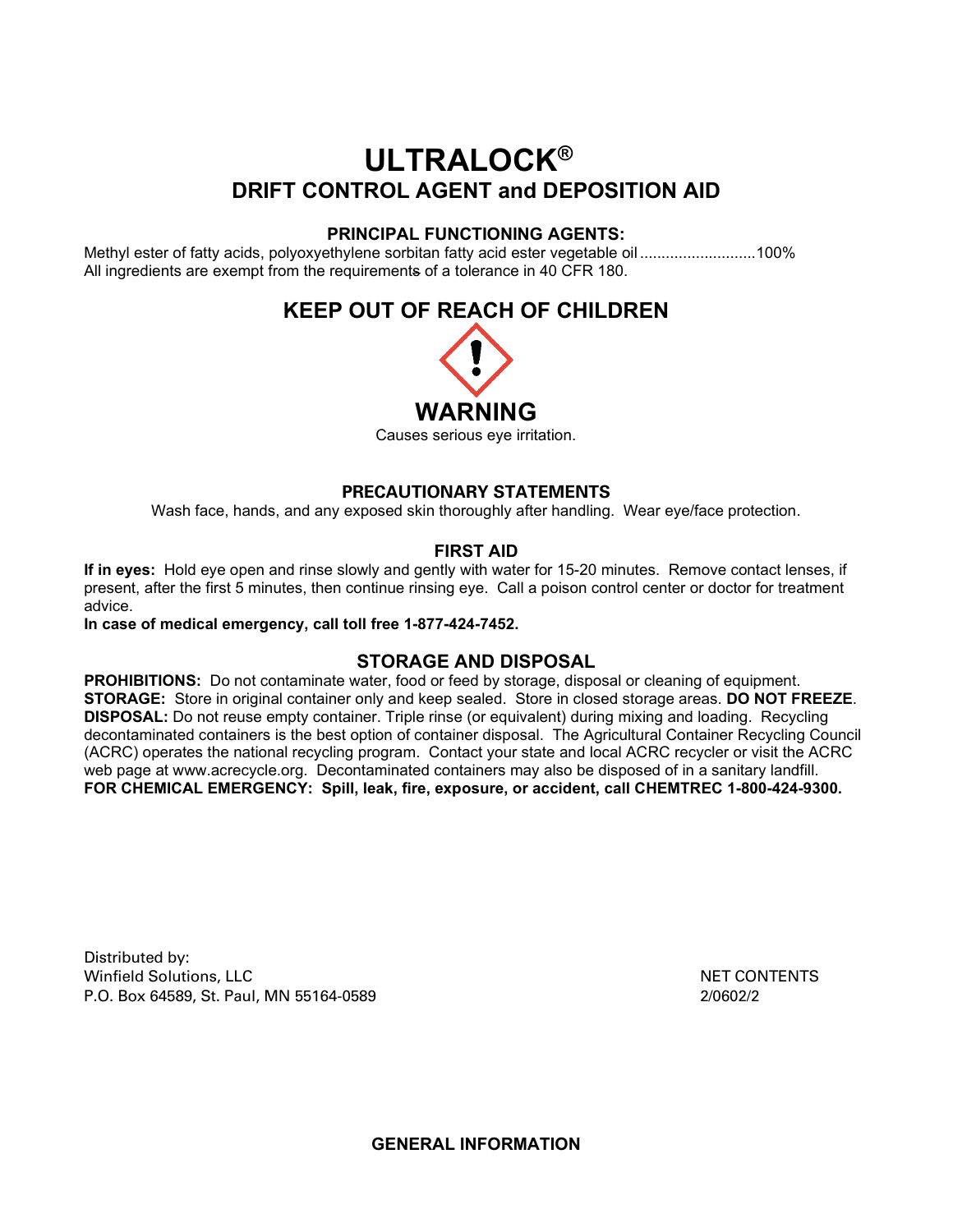# ULTRALOCK®

## DRIFT CONTROL AGENT and DEPOSITION AID

### PRINCIPAL FUNCTIONING AGENTS:

Methyl ester of fatty acids, polyoxyethylene sorbitan fatty acid ester vegetable oil ..........................100%
All ingredients are exempt from the requirements of a tolerance in 40 CFR 180.

## KEEP OUT OF REACH OF CHILDREN

## WARNING

Causes serious eye irritation.

### PRECAUTIONARY STATEMENTS

Wash face, hands, and any exposed skin thoroughly after handling. Wear eye/face protection.

### FIRST AID

**If in eyes:** Hold eye open and rinse slowly and gently with water for 15-20 minutes. Remove contact lenses, if present, after the first 5 minutes, then continue rinsing eye. Call a poison control center or doctor for treatment advice.

**In case of medical emergency, call toll free 1-877-424-7452.**

### STORAGE AND DISPOSAL

**PROHIBITIONS:** Do not contaminate water, food or feed by storage, disposal or cleaning of equipment.
**STORAGE:** Store in original container only and keep sealed. Store in closed storage areas. **DO NOT FREEZE**.
**DISPOSAL:** Do not reuse empty container. Triple rinse (or equivalent) during mixing and loading. Recycling decontaminated containers is the best option of container disposal. The Agricultural Container Recycling Council (ACRC) operates the national recycling program. Contact your state and local ACRC recycler or visit the ACRC web page at www.acrecycle.org. Decontaminated containers may also be disposed of in a sanitary landfill.
**FOR CHEMICAL EMERGENCY: Spill, leak, fire, exposure, or accident, call CHEMTREC 1-800-424-9300.**

Distributed by:
Winfield Solutions, LLC
P.O. Box 64589, St. Paul, MN 55164-0589

NET CONTENTS
2/0602/2

### GENERAL INFORMATION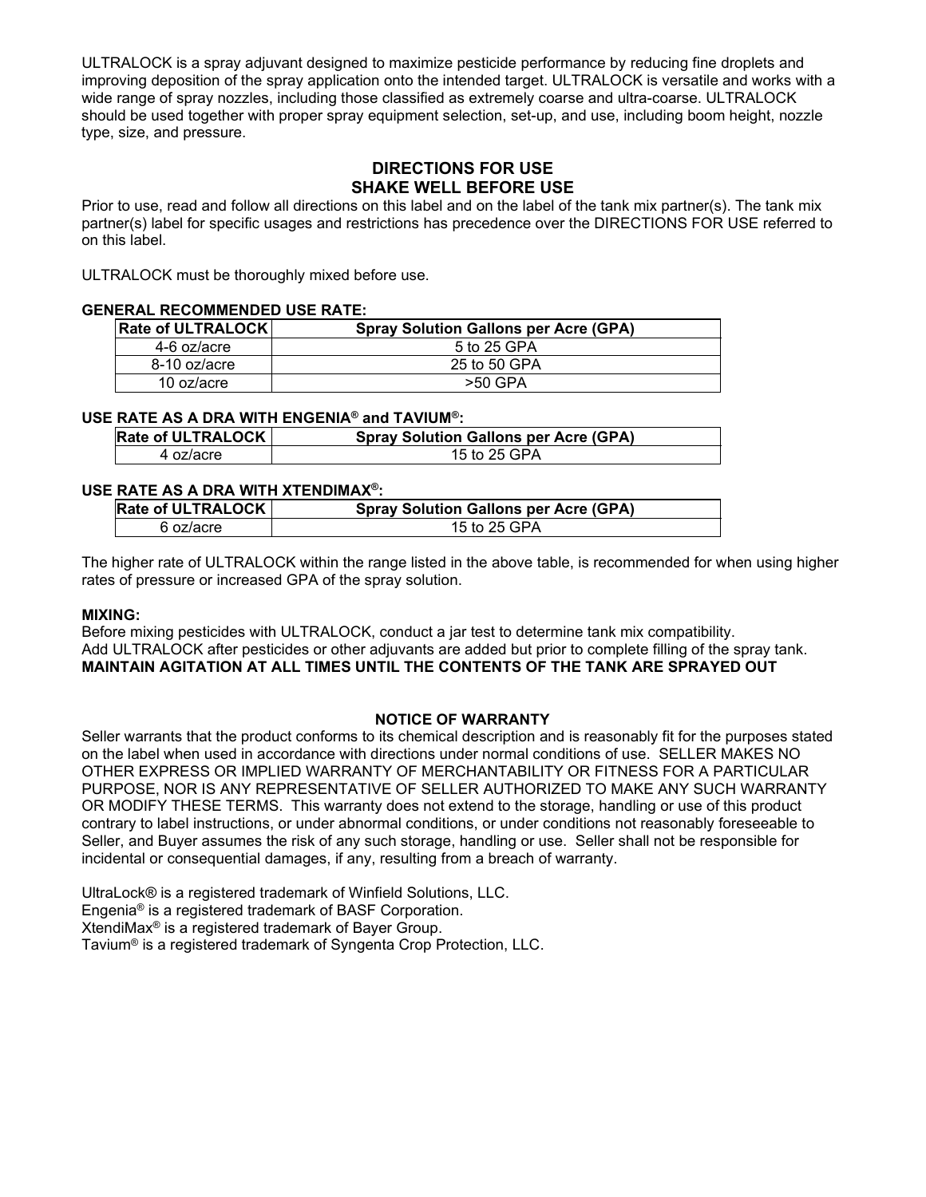ULTRALOCK is a spray adjuvant designed to maximize pesticide performance by reducing fine droplets and improving deposition of the spray application onto the intended target. ULTRALOCK is versatile and works with a wide range of spray nozzles, including those classified as extremely coarse and ultra-coarse. ULTRALOCK should be used together with proper spray equipment selection, set-up, and use, including boom height, nozzle type, size, and pressure.

## DIRECTIONS FOR USE
## SHAKE WELL BEFORE USE

Prior to use, read and follow all directions on this label and on the label of the tank mix partner(s). The tank mix partner(s) label for specific usages and restrictions has precedence over the DIRECTIONS FOR USE referred to on this label.

ULTRALOCK must be thoroughly mixed before use.

**GENERAL RECOMMENDED USE RATE:**

| Rate of ULTRALOCK | Spray Solution Gallons per Acre (GPA) |
|---|---|
| 4-6 oz/acre | 5 to 25 GPA |
| 8-10 oz/acre | 25 to 50 GPA |
| 10 oz/acre | >50 GPA |

**USE RATE AS A DRA WITH ENGENIA® and TAVIUM®:**

| Rate of ULTRALOCK | Spray Solution Gallons per Acre (GPA) |
|---|---|
| 4 oz/acre | 15 to 25 GPA |

**USE RATE AS A DRA WITH XTENDIMAX®:**

| Rate of ULTRALOCK | Spray Solution Gallons per Acre (GPA) |
|---|---|
| 6 oz/acre | 15 to 25 GPA |

The higher rate of ULTRALOCK within the range listed in the above table, is recommended for when using higher rates of pressure or increased GPA of the spray solution.

**MIXING:**

Before mixing pesticides with ULTRALOCK, conduct a jar test to determine tank mix compatibility.
Add ULTRALOCK after pesticides or other adjuvants are added but prior to complete filling of the spray tank.
**MAINTAIN AGITATION AT ALL TIMES UNTIL THE CONTENTS OF THE TANK ARE SPRAYED OUT**

**NOTICE OF WARRANTY**

Seller warrants that the product conforms to its chemical description and is reasonably fit for the purposes stated on the label when used in accordance with directions under normal conditions of use. SELLER MAKES NO OTHER EXPRESS OR IMPLIED WARRANTY OF MERCHANTABILITY OR FITNESS FOR A PARTICULAR PURPOSE, NOR IS ANY REPRESENTATIVE OF SELLER AUTHORIZED TO MAKE ANY SUCH WARRANTY OR MODIFY THESE TERMS. This warranty does not extend to the storage, handling or use of this product contrary to label instructions, or under abnormal conditions, or under conditions not reasonably foreseeable to Seller, and Buyer assumes the risk of any such storage, handling or use. Seller shall not be responsible for incidental or consequential damages, if any, resulting from a breach of warranty.

UltraLock® is a registered trademark of Winfield Solutions, LLC.
Engenia® is a registered trademark of BASF Corporation.
XtendiMax® is a registered trademark of Bayer Group.
Tavium® is a registered trademark of Syngenta Crop Protection, LLC.